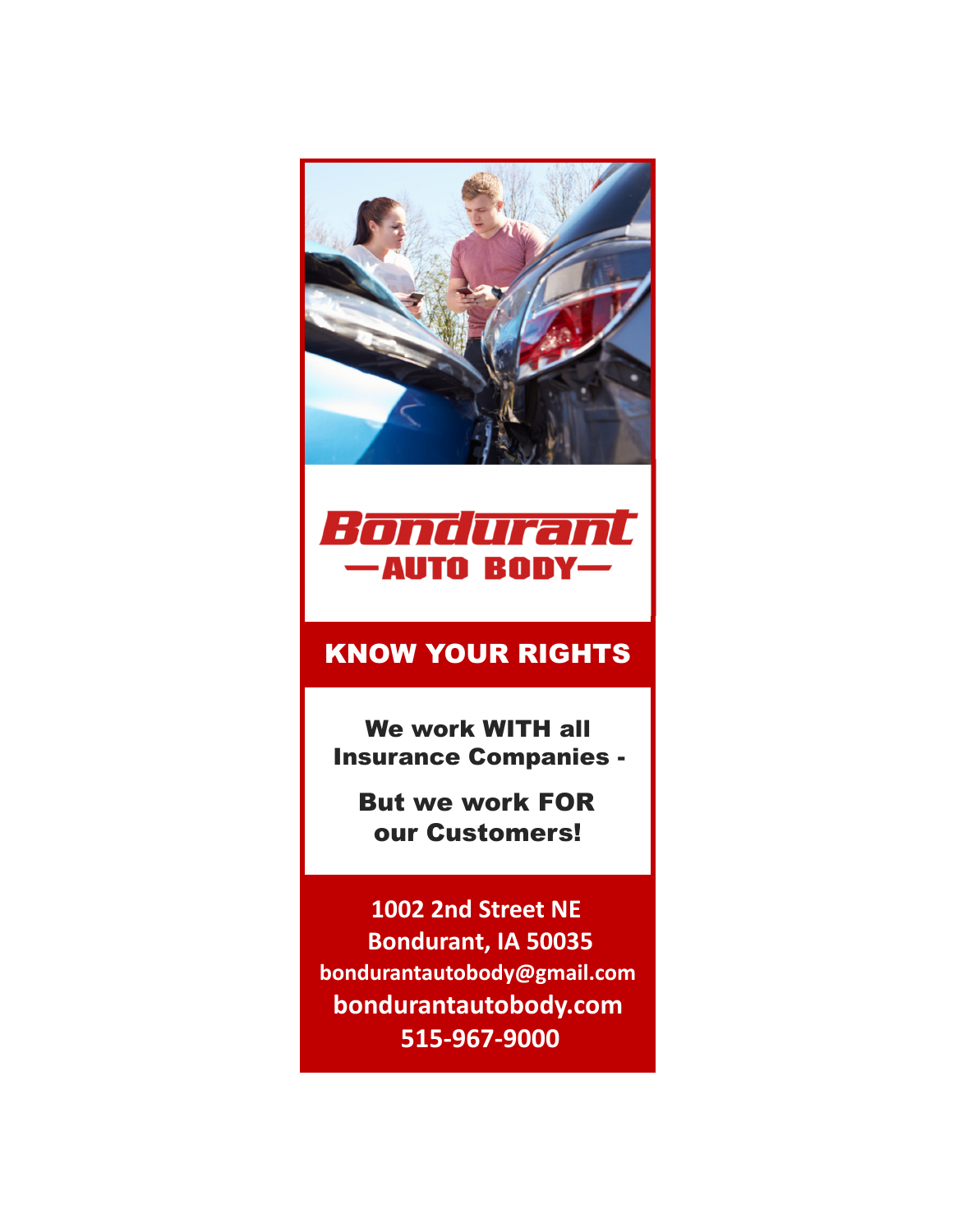# Bondurant
## —AUTO BODY—

## KNOW YOUR RIGHTS

**We work WITH all Insurance Companies -**

**But we work FOR our Customers!**

**1002 2nd Street NE**
**Bondurant, IA 50035**
**bondurantautobody@gmail.com**
**bondurantautobody.com**
**515-967-9000**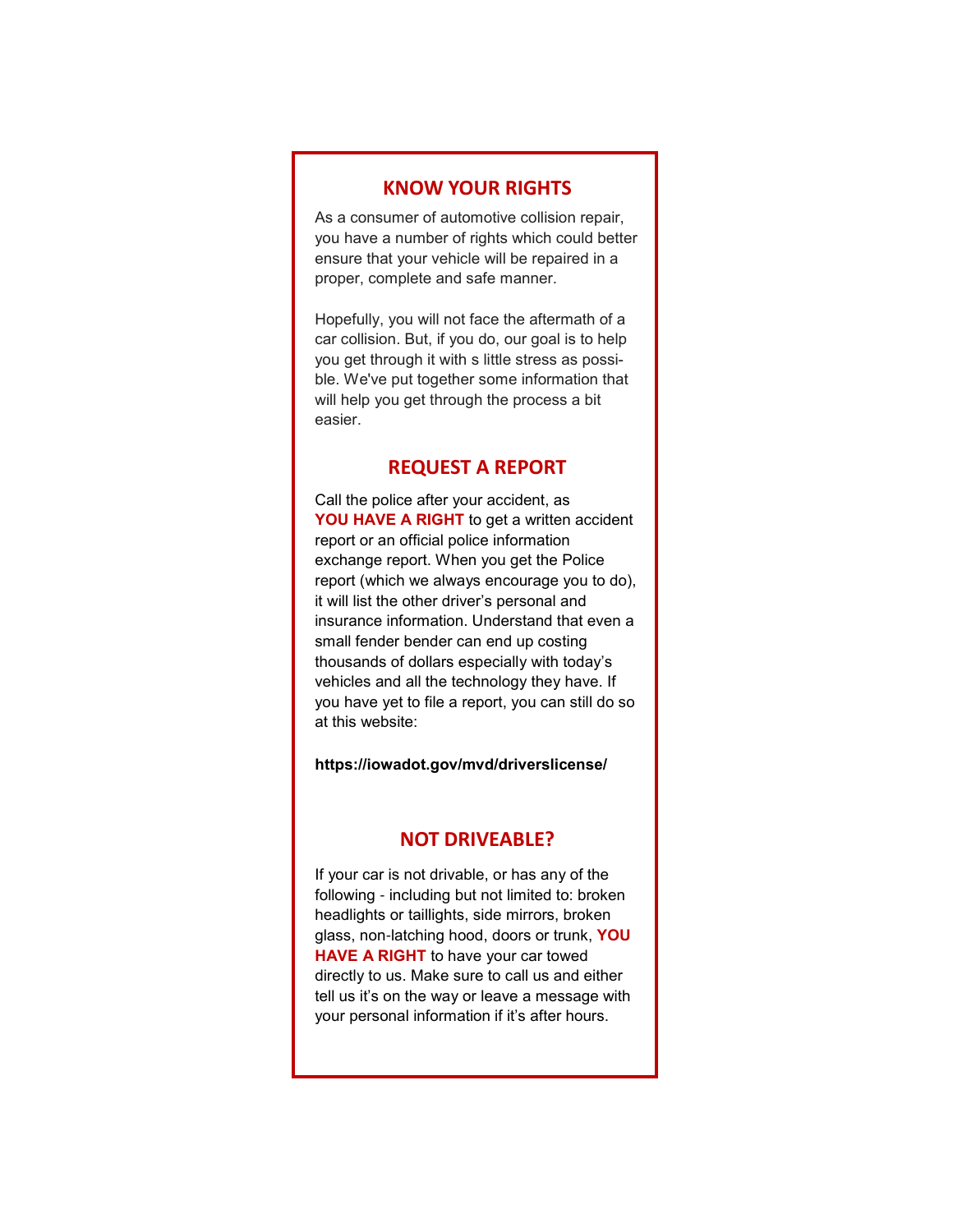## KNOW YOUR RIGHTS

As a consumer of automotive collision repair, you have a number of rights which could better ensure that your vehicle will be repaired in a proper, complete and safe manner.

Hopefully, you will not face the aftermath of a car collision. But, if you do, our goal is to help you get through it with s little stress as possible. We've put together some information that will help you get through the process a bit easier.

## REQUEST A REPORT

Call the police after your accident, as **YOU HAVE A RIGHT** to get a written accident report or an official police information exchange report. When you get the Police report (which we always encourage you to do), it will list the other driver's personal and insurance information. Understand that even a small fender bender can end up costing thousands of dollars especially with today's vehicles and all the technology they have. If you have yet to file a report, you can still do so at this website:

**https://iowadot.gov/mvd/driverslicense/**

## NOT DRIVEABLE?

If your car is not drivable, or has any of the following - including but not limited to: broken headlights or taillights, side mirrors, broken glass, non-latching hood, doors or trunk, **YOU HAVE A RIGHT** to have your car towed directly to us. Make sure to call us and either tell us it's on the way or leave a message with your personal information if it's after hours.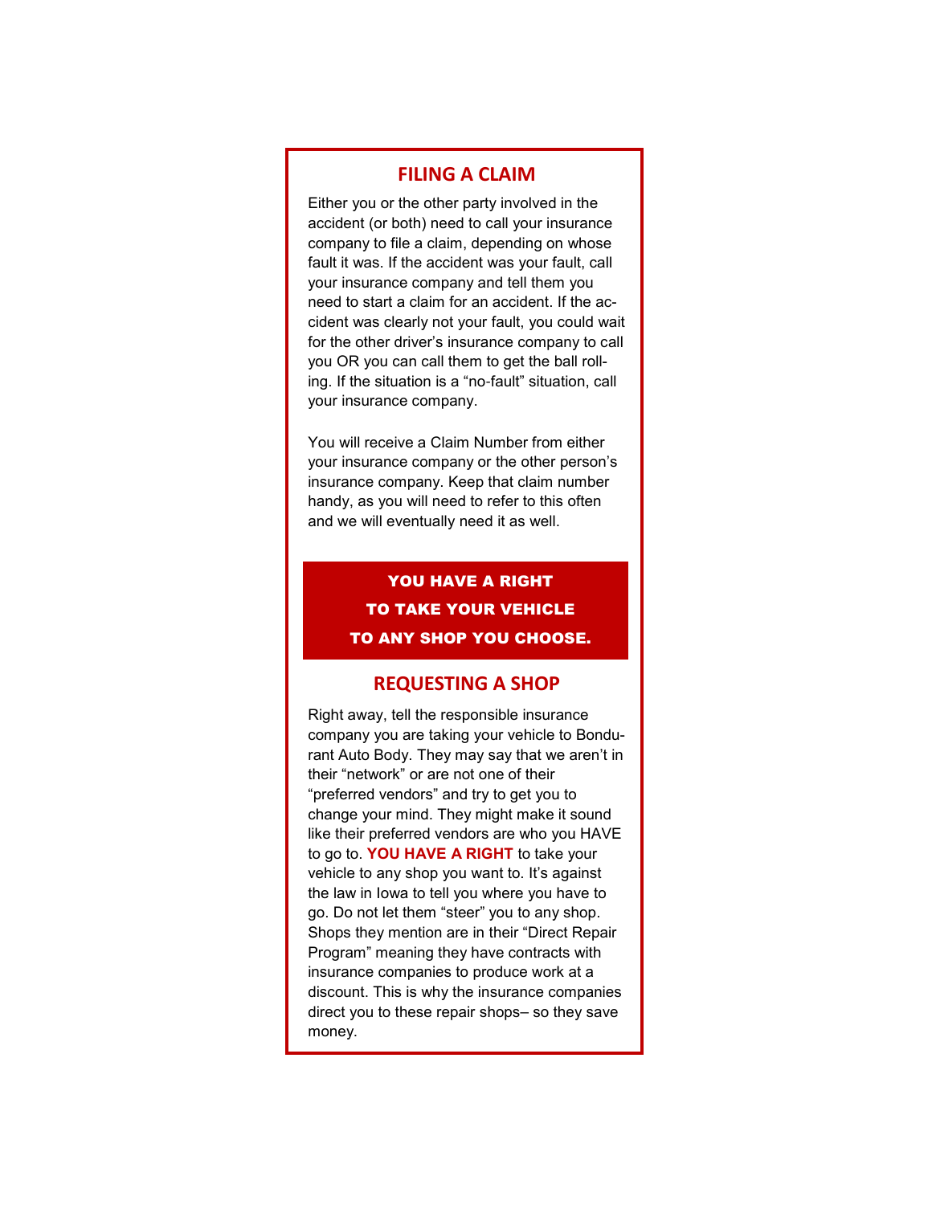## FILING A CLAIM

Either you or the other party involved in the accident (or both) need to call your insurance company to file a claim, depending on whose fault it was. If the accident was your fault, call your insurance company and tell them you need to start a claim for an accident. If the accident was clearly not your fault, you could wait for the other driver's insurance company to call you OR you can call them to get the ball rolling. If the situation is a "no-fault" situation, call your insurance company.

You will receive a Claim Number from either your insurance company or the other person's insurance company. Keep that claim number handy, as you will need to refer to this often and we will eventually need it as well.

**YOU HAVE A RIGHT TO TAKE YOUR VEHICLE TO ANY SHOP YOU CHOOSE.**

## REQUESTING A SHOP

Right away, tell the responsible insurance company you are taking your vehicle to Bondurant Auto Body. They may say that we aren't in their "network" or are not one of their "preferred vendors" and try to get you to change your mind. They might make it sound like their preferred vendors are who you HAVE to go to. **YOU HAVE A RIGHT** to take your vehicle to any shop you want to. It's against the law in Iowa to tell you where you have to go. Do not let them "steer" you to any shop. Shops they mention are in their "Direct Repair Program" meaning they have contracts with insurance companies to produce work at a discount. This is why the insurance companies direct you to these repair shops– so they save money.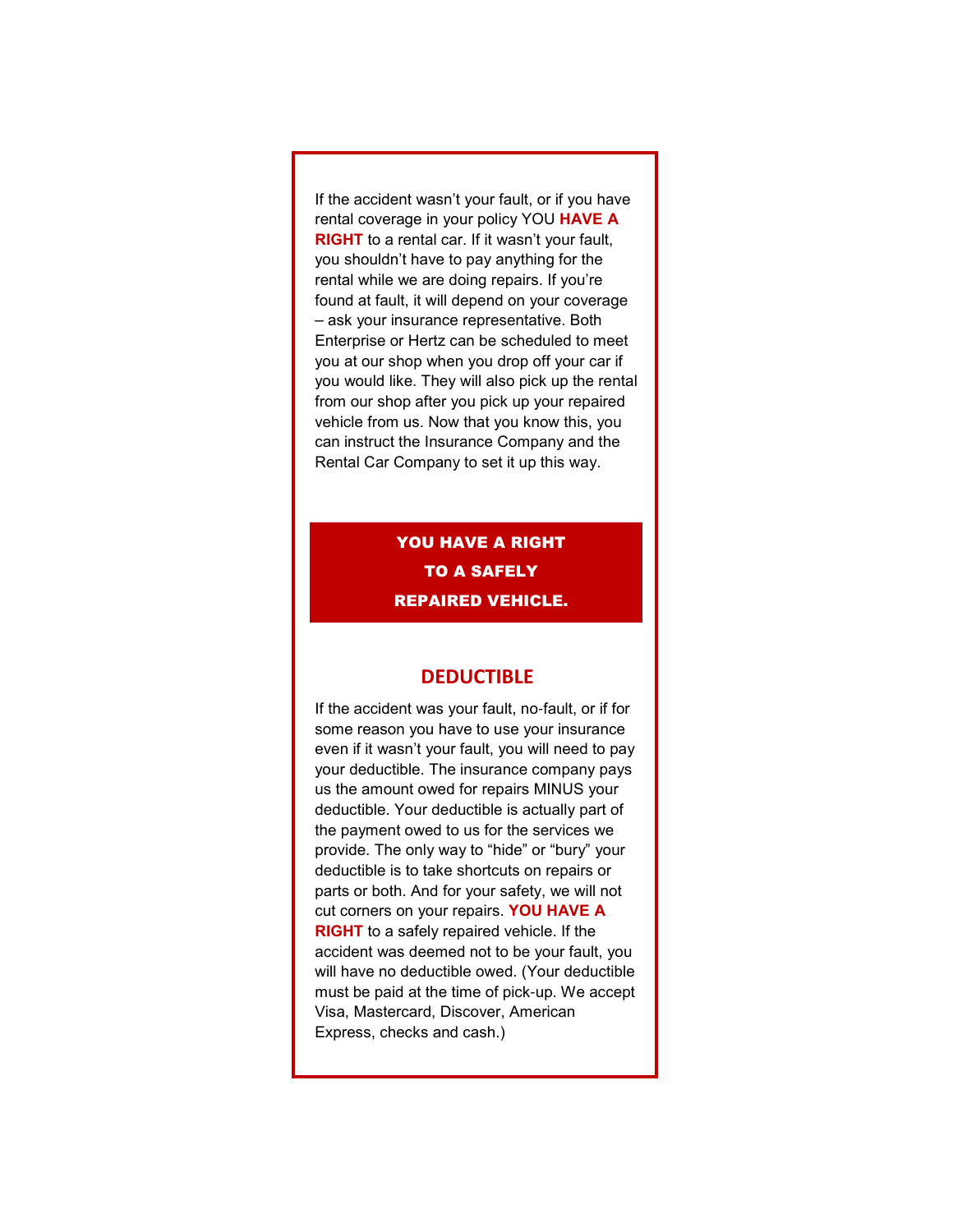If the accident wasn't your fault, or if you have rental coverage in your policy YOU **HAVE A RIGHT** to a rental car. If it wasn't your fault, you shouldn't have to pay anything for the rental while we are doing repairs. If you're found at fault, it will depend on your coverage – ask your insurance representative. Both Enterprise or Hertz can be scheduled to meet you at our shop when you drop off your car if you would like. They will also pick up the rental from our shop after you pick up your repaired vehicle from us. Now that you know this, you can instruct the Insurance Company and the Rental Car Company to set it up this way.

**YOU HAVE A RIGHT TO A SAFELY REPAIRED VEHICLE.**

## DEDUCTIBLE

If the accident was your fault, no-fault, or if for some reason you have to use your insurance even if it wasn't your fault, you will need to pay your deductible. The insurance company pays us the amount owed for repairs MINUS your deductible. Your deductible is actually part of the payment owed to us for the services we provide. The only way to "hide" or "bury" your deductible is to take shortcuts on repairs or parts or both. And for your safety, we will not cut corners on your repairs. **YOU HAVE A RIGHT** to a safely repaired vehicle. If the accident was deemed not to be your fault, you will have no deductible owed. (Your deductible must be paid at the time of pick-up. We accept Visa, Mastercard, Discover, American Express, checks and cash.)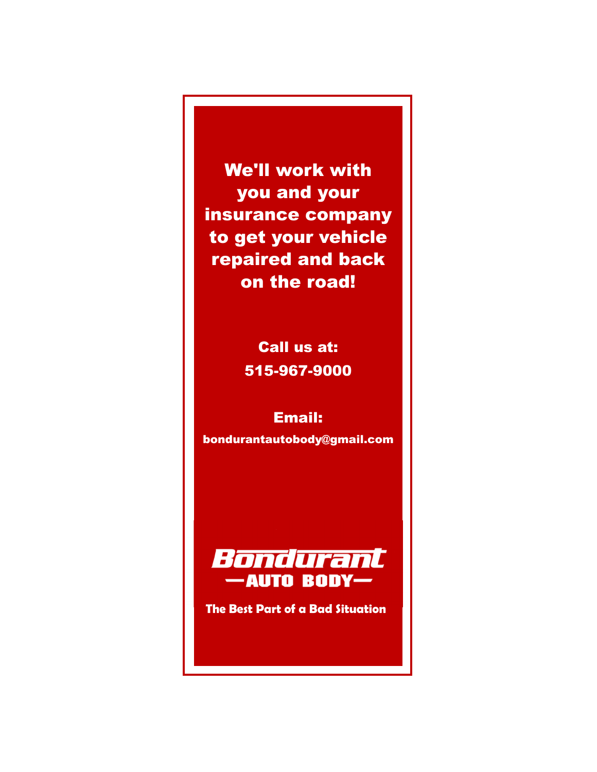**We'll work with you and your insurance company to get your vehicle repaired and back on the road!**

**Call us at:**

**515-967-9000**

**Email:**

**bondurantautobody@gmail.com**

**Bondurant**

**—AUTO BODY—**

**The Best Part of a Bad Situation**